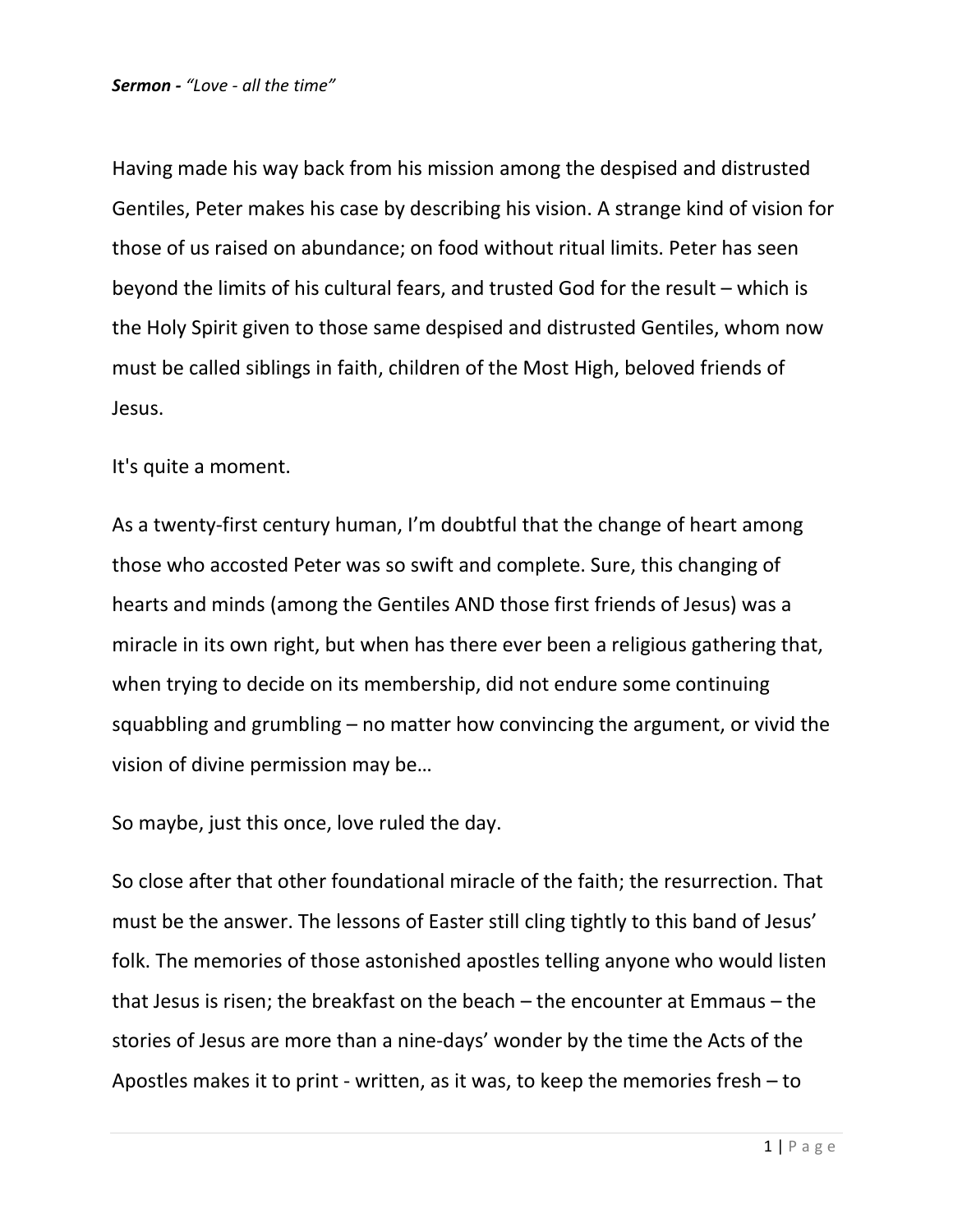***Sermon -*** *"Love - all the time"*

Having made his way back from his mission among the despised and distrusted Gentiles, Peter makes his case by describing his vision. A strange kind of vision for those of us raised on abundance; on food without ritual limits. Peter has seen beyond the limits of his cultural fears, and trusted God for the result – which is the Holy Spirit given to those same despised and distrusted Gentiles, whom now must be called siblings in faith, children of the Most High, beloved friends of Jesus.

It's quite a moment.

As a twenty-first century human, I'm doubtful that the change of heart among those who accosted Peter was so swift and complete. Sure, this changing of hearts and minds (among the Gentiles AND those first friends of Jesus) was a miracle in its own right, but when has there ever been a religious gathering that, when trying to decide on its membership, did not endure some continuing squabbling and grumbling – no matter how convincing the argument, or vivid the vision of divine permission may be…

So maybe, just this once, love ruled the day.

So close after that other foundational miracle of the faith; the resurrection. That must be the answer. The lessons of Easter still cling tightly to this band of Jesus' folk. The memories of those astonished apostles telling anyone who would listen that Jesus is risen; the breakfast on the beach – the encounter at Emmaus – the stories of Jesus are more than a nine-days' wonder by the time the Acts of the Apostles makes it to print - written, as it was, to keep the memories fresh – to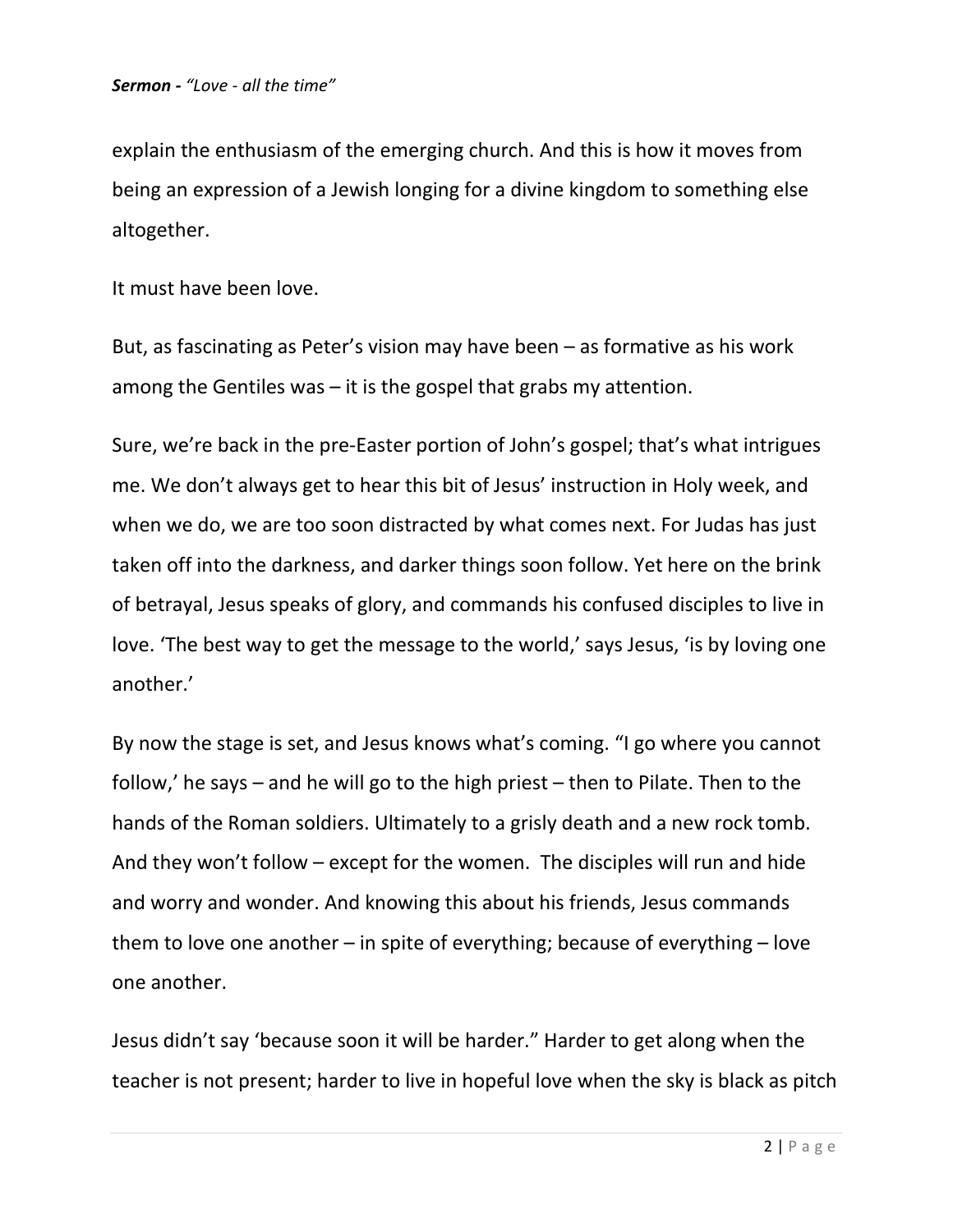explain the enthusiasm of the emerging church. And this is how it moves from being an expression of a Jewish longing for a divine kingdom to something else altogether.

It must have been love.

But, as fascinating as Peter's vision may have been – as formative as his work among the Gentiles was – it is the gospel that grabs my attention.

Sure, we're back in the pre-Easter portion of John's gospel; that's what intrigues me. We don't always get to hear this bit of Jesus' instruction in Holy week, and when we do, we are too soon distracted by what comes next. For Judas has just taken off into the darkness, and darker things soon follow. Yet here on the brink of betrayal, Jesus speaks of glory, and commands his confused disciples to live in love. 'The best way to get the message to the world,' says Jesus, 'is by loving one another.'

By now the stage is set, and Jesus knows what's coming. "I go where you cannot follow,' he says – and he will go to the high priest – then to Pilate. Then to the hands of the Roman soldiers. Ultimately to a grisly death and a new rock tomb. And they won't follow – except for the women. The disciples will run and hide and worry and wonder. And knowing this about his friends, Jesus commands them to love one another – in spite of everything; because of everything – love one another.

Jesus didn't say 'because soon it will be harder." Harder to get along when the teacher is not present; harder to live in hopeful love when the sky is black as pitch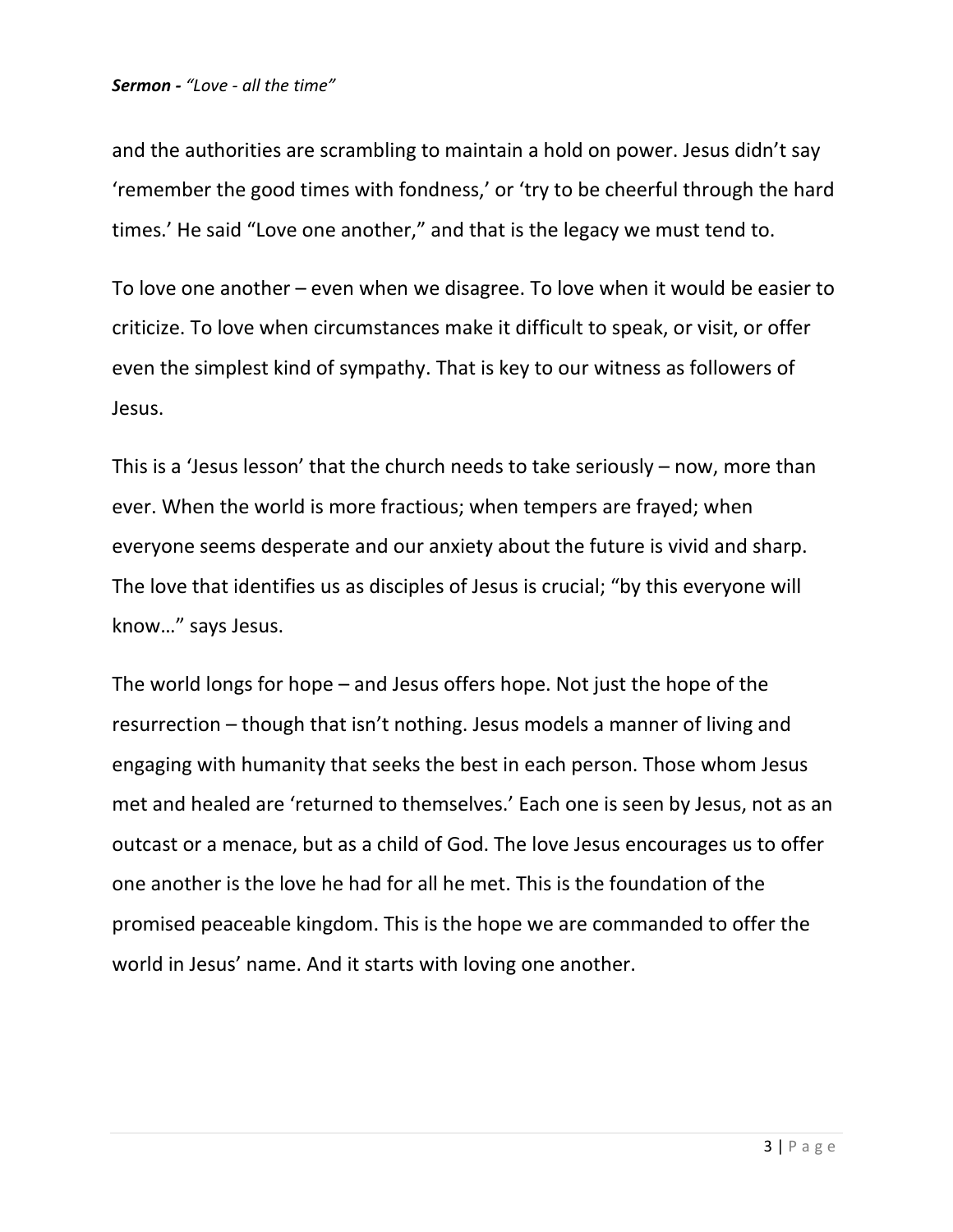and the authorities are scrambling to maintain a hold on power. Jesus didn't say 'remember the good times with fondness,' or 'try to be cheerful through the hard times.' He said "Love one another," and that is the legacy we must tend to.

To love one another – even when we disagree. To love when it would be easier to criticize. To love when circumstances make it difficult to speak, or visit, or offer even the simplest kind of sympathy. That is key to our witness as followers of Jesus.

This is a 'Jesus lesson' that the church needs to take seriously – now, more than ever. When the world is more fractious; when tempers are frayed; when everyone seems desperate and our anxiety about the future is vivid and sharp. The love that identifies us as disciples of Jesus is crucial; "by this everyone will know…" says Jesus.

The world longs for hope – and Jesus offers hope. Not just the hope of the resurrection – though that isn't nothing. Jesus models a manner of living and engaging with humanity that seeks the best in each person. Those whom Jesus met and healed are 'returned to themselves.' Each one is seen by Jesus, not as an outcast or a menace, but as a child of God. The love Jesus encourages us to offer one another is the love he had for all he met. This is the foundation of the promised peaceable kingdom. This is the hope we are commanded to offer the world in Jesus' name. And it starts with loving one another.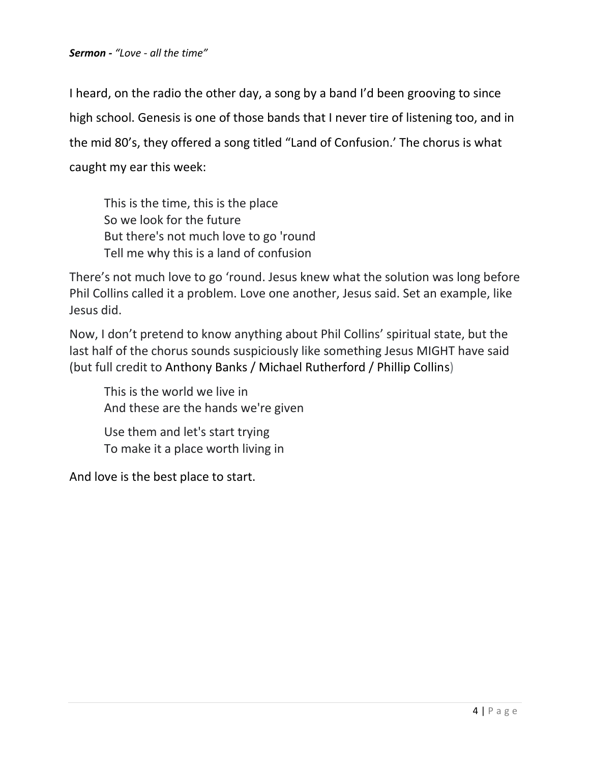***Sermon -** "Love - all the time"*

I heard, on the radio the other day, a song by a band I'd been grooving to since high school. Genesis is one of those bands that I never tire of listening too, and in the mid 80's, they offered a song titled "Land of Confusion.' The chorus is what caught my ear this week:

> This is the time, this is the place
> So we look for the future
> But there's not much love to go 'round
> Tell me why this is a land of confusion

There's not much love to go 'round. Jesus knew what the solution was long before Phil Collins called it a problem. Love one another, Jesus said. Set an example, like Jesus did.

Now, I don't pretend to know anything about Phil Collins' spiritual state, but the last half of the chorus sounds suspiciously like something Jesus MIGHT have said (but full credit to Anthony Banks / Michael Rutherford / Phillip Collins)

> This is the world we live in
> And these are the hands we're given
>
> Use them and let's start trying
> To make it a place worth living in

And love is the best place to start.